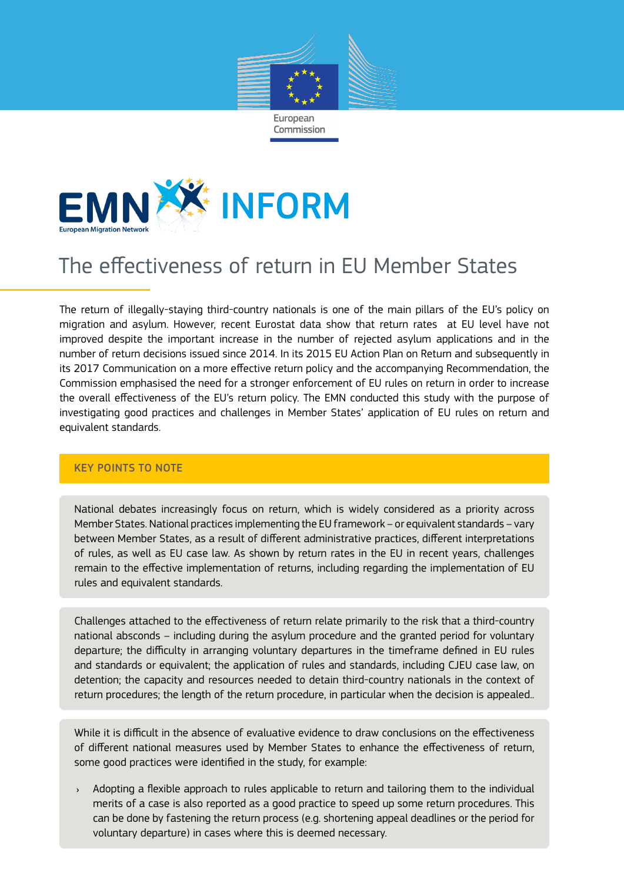European Commission

EMN INFORM

European Migration Network

# The effectiveness of return in EU Member States

The return of illegally-staying third-country nationals is one of the main pillars of the EU's policy on migration and asylum. However, recent Eurostat data show that return rates at EU level have not improved despite the important increase in the number of rejected asylum applications and in the number of return decisions issued since 2014. In its 2015 EU Action Plan on Return and subsequently in its 2017 Communication on a more effective return policy and the accompanying Recommendation, the Commission emphasised the need for a stronger enforcement of EU rules on return in order to increase the overall effectiveness of the EU's return policy. The EMN conducted this study with the purpose of investigating good practices and challenges in Member States' application of EU rules on return and equivalent standards.

## KEY POINTS TO NOTE

National debates increasingly focus on return, which is widely considered as a priority across Member States. National practices implementing the EU framework – or equivalent standards – vary between Member States, as a result of different administrative practices, different interpretations of rules, as well as EU case law. As shown by return rates in the EU in recent years, challenges remain to the effective implementation of returns, including regarding the implementation of EU rules and equivalent standards.

Challenges attached to the effectiveness of return relate primarily to the risk that a third-country national absconds – including during the asylum procedure and the granted period for voluntary departure; the difficulty in arranging voluntary departures in the timeframe defined in EU rules and standards or equivalent; the application of rules and standards, including CJEU case law, on detention; the capacity and resources needed to detain third-country nationals in the context of return procedures; the length of the return procedure, in particular when the decision is appealed..

While it is difficult in the absence of evaluative evidence to draw conclusions on the effectiveness of different national measures used by Member States to enhance the effectiveness of return, some good practices were identified in the study, for example:

- Adopting a flexible approach to rules applicable to return and tailoring them to the individual merits of a case is also reported as a good practice to speed up some return procedures. This can be done by fastening the return process (e.g. shortening appeal deadlines or the period for voluntary departure) in cases where this is deemed necessary.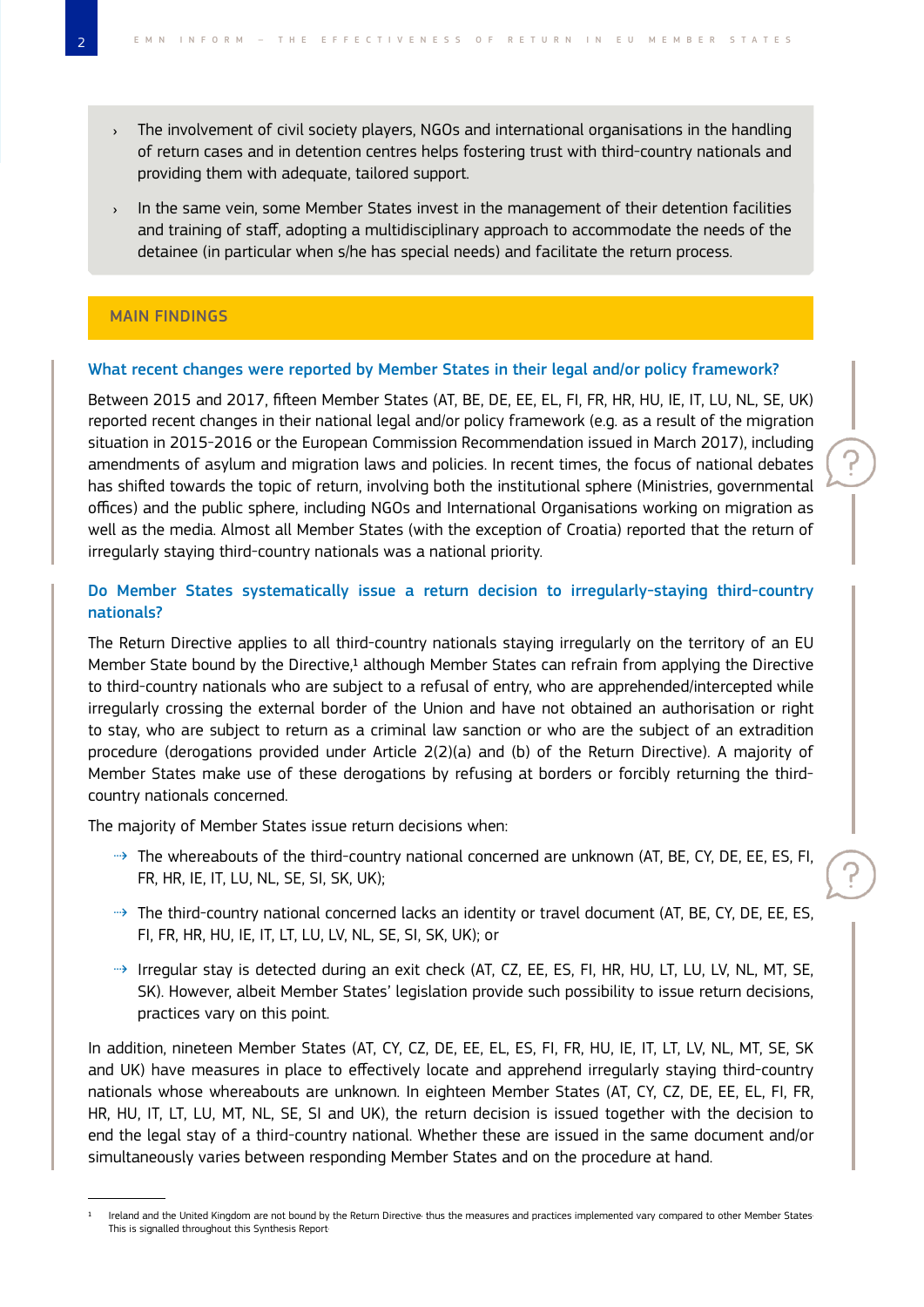- The involvement of civil society players, NGOs and international organisations in the handling of return cases and in detention centres helps fostering trust with third-country nationals and providing them with adequate, tailored support.
- In the same vein, some Member States invest in the management of their detention facilities and training of staff, adopting a multidisciplinary approach to accommodate the needs of the detainee (in particular when s/he has special needs) and facilitate the return process.

## MAIN FINDINGS

### What recent changes were reported by Member States in their legal and/or policy framework?

Between 2015 and 2017, fifteen Member States (AT, BE, DE, EE, EL, FI, FR, HR, HU, IE, IT, LU, NL, SE, UK) reported recent changes in their national legal and/or policy framework (e.g. as a result of the migration situation in 2015-2016 or the European Commission Recommendation issued in March 2017), including amendments of asylum and migration laws and policies. In recent times, the focus of national debates has shifted towards the topic of return, involving both the institutional sphere (Ministries, governmental offices) and the public sphere, including NGOs and International Organisations working on migration as well as the media. Almost all Member States (with the exception of Croatia) reported that the return of irregularly staying third-country nationals was a national priority.

### Do Member States systematically issue a return decision to irregularly-staying third-country nationals?

The Return Directive applies to all third-country nationals staying irregularly on the territory of an EU Member State bound by the Directive,[1] although Member States can refrain from applying the Directive to third-country nationals who are subject to a refusal of entry, who are apprehended/intercepted while irregularly crossing the external border of the Union and have not obtained an authorisation or right to stay, who are subject to return as a criminal law sanction or who are the subject of an extradition procedure (derogations provided under Article 2(2)(a) and (b) of the Return Directive). A majority of Member States make use of these derogations by refusing at borders or forcibly returning the third-country nationals concerned.

The majority of Member States issue return decisions when:

- The whereabouts of the third-country national concerned are unknown (AT, BE, CY, DE, EE, ES, FI, FR, HR, IE, IT, LU, NL, SE, SI, SK, UK);
- The third-country national concerned lacks an identity or travel document (AT, BE, CY, DE, EE, ES, FI, FR, HR, HU, IE, IT, LT, LU, LV, NL, SE, SI, SK, UK); or
- Irregular stay is detected during an exit check (AT, CZ, EE, ES, FI, HR, HU, LT, LU, LV, NL, MT, SE, SK). However, albeit Member States' legislation provide such possibility to issue return decisions, practices vary on this point.

In addition, nineteen Member States (AT, CY, CZ, DE, EE, EL, ES, FI, FR, HU, IE, IT, LT, LV, NL, MT, SE, SK and UK) have measures in place to effectively locate and apprehend irregularly staying third-country nationals whose whereabouts are unknown. In eighteen Member States (AT, CY, CZ, DE, EE, EL, FI, FR, HR, HU, IT, LT, LU, MT, NL, SE, SI and UK), the return decision is issued together with the decision to end the legal stay of a third-country national. Whether these are issued in the same document and/or simultaneously varies between responding Member States and on the procedure at hand.

[1] Ireland and the United Kingdom are not bound by the Return Directive; thus the measures and practices implemented vary compared to other Member States. This is signalled throughout this Synthesis Report.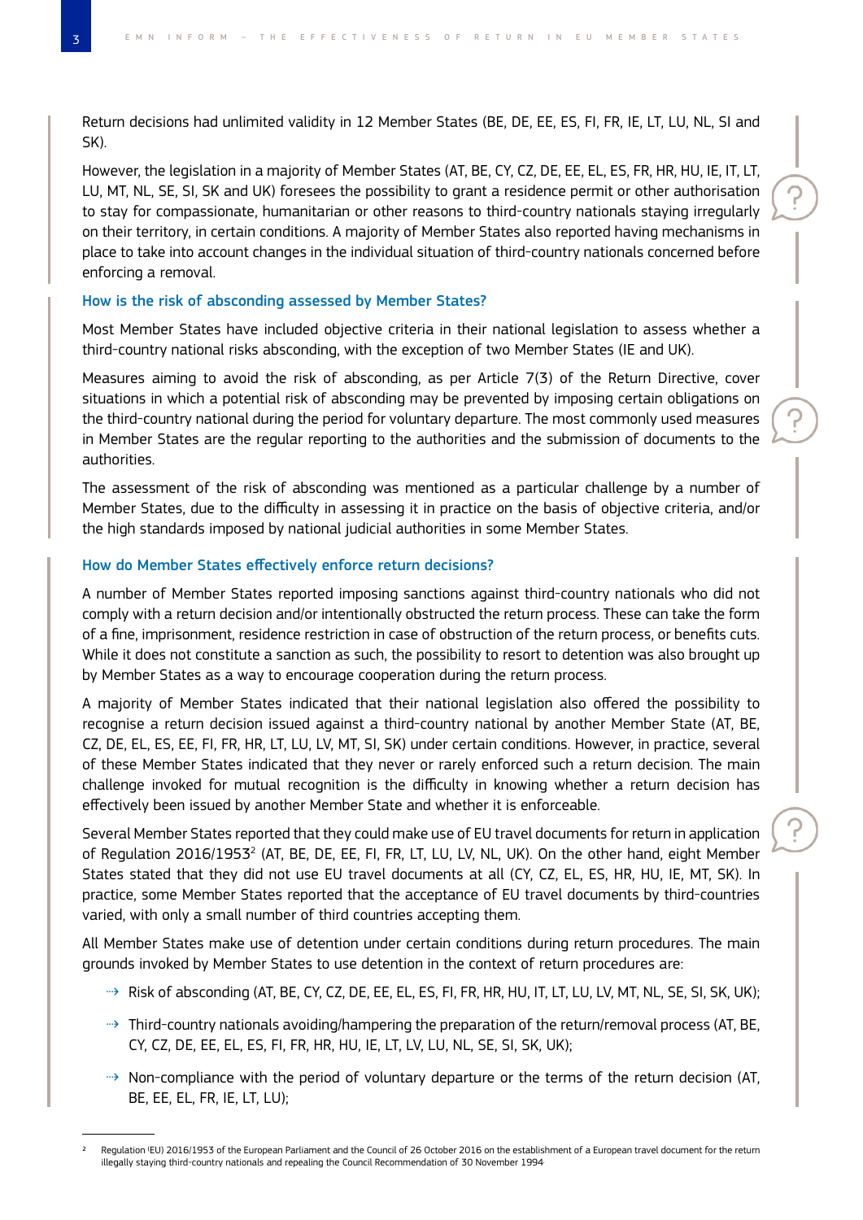Return decisions had unlimited validity in 12 Member States (BE, DE, EE, ES, FI, FR, IE, LT, LU, NL, SI and SK).

However, the legislation in a majority of Member States (AT, BE, CY, CZ, DE, EE, EL, ES, FR, HR, HU, IE, IT, LT, LU, MT, NL, SE, SI, SK and UK) foresees the possibility to grant a residence permit or other authorisation to stay for compassionate, humanitarian or other reasons to third-country nationals staying irregularly on their territory, in certain conditions. A majority of Member States also reported having mechanisms in place to take into account changes in the individual situation of third-country nationals concerned before enforcing a removal.

### How is the risk of absconding assessed by Member States?

Most Member States have included objective criteria in their national legislation to assess whether a third-country national risks absconding, with the exception of two Member States (IE and UK).

Measures aiming to avoid the risk of absconding, as per Article 7(3) of the Return Directive, cover situations in which a potential risk of absconding may be prevented by imposing certain obligations on the third-country national during the period for voluntary departure. The most commonly used measures in Member States are the regular reporting to the authorities and the submission of documents to the authorities.

The assessment of the risk of absconding was mentioned as a particular challenge by a number of Member States, due to the difficulty in assessing it in practice on the basis of objective criteria, and/or the high standards imposed by national judicial authorities in some Member States.

### How do Member States effectively enforce return decisions?

A number of Member States reported imposing sanctions against third-country nationals who did not comply with a return decision and/or intentionally obstructed the return process. These can take the form of a fine, imprisonment, residence restriction in case of obstruction of the return process, or benefits cuts. While it does not constitute a sanction as such, the possibility to resort to detention was also brought up by Member States as a way to encourage cooperation during the return process.

A majority of Member States indicated that their national legislation also offered the possibility to recognise a return decision issued against a third-country national by another Member State (AT, BE, CZ, DE, EL, ES, EE, FI, FR, HR, LT, LU, LV, MT, SI, SK) under certain conditions. However, in practice, several of these Member States indicated that they never or rarely enforced such a return decision. The main challenge invoked for mutual recognition is the difficulty in knowing whether a return decision has effectively been issued by another Member State and whether it is enforceable.

Several Member States reported that they could make use of EU travel documents for return in application of Regulation 2016/1953[2] (AT, BE, DE, EE, FI, FR, LT, LU, LV, NL, UK). On the other hand, eight Member States stated that they did not use EU travel documents at all (CY, CZ, EL, ES, HR, HU, IE, MT, SK). In practice, some Member States reported that the acceptance of EU travel documents by third-countries varied, with only a small number of third countries accepting them.

All Member States make use of detention under certain conditions during return procedures. The main grounds invoked by Member States to use detention in the context of return procedures are:

- Risk of absconding (AT, BE, CY, CZ, DE, EE, EL, ES, FI, FR, HR, HU, IT, LT, LU, LV, MT, NL, SE, SI, SK, UK);
- Third-country nationals avoiding/hampering the preparation of the return/removal process (AT, BE, CY, CZ, DE, EE, EL, ES, FI, FR, HR, HU, IE, LT, LV, LU, NL, SE, SI, SK, UK);
- Non-compliance with the period of voluntary departure or the terms of the return decision (AT, BE, EE, EL, FR, IE, LT, LU);

[2] Regulation (EU) 2016/1953 of the European Parliament and the Council of 26 October 2016 on the establishment of a European travel document for the return illegally staying third-country nationals and repealing the Council Recommendation of 30 November 1994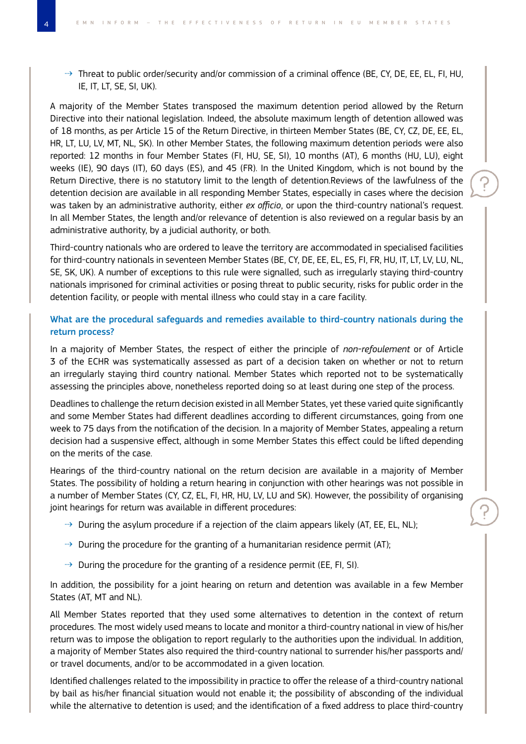- Threat to public order/security and/or commission of a criminal offence (BE, CY, DE, EE, EL, FI, HU, IE, IT, LT, SE, SI, UK).

A majority of the Member States transposed the maximum detention period allowed by the Return Directive into their national legislation. Indeed, the absolute maximum length of detention allowed was of 18 months, as per Article 15 of the Return Directive, in thirteen Member States (BE, CY, CZ, DE, EE, EL, HR, LT, LU, LV, MT, NL, SK). In other Member States, the following maximum detention periods were also reported: 12 months in four Member States (FI, HU, SE, SI), 10 months (AT), 6 months (HU, LU), eight weeks (IE), 90 days (IT), 60 days (ES), and 45 (FR). In the United Kingdom, which is not bound by the Return Directive, there is no statutory limit to the length of detention.Reviews of the lawfulness of the detention decision are available in all responding Member States, especially in cases where the decision was taken by an administrative authority, either *ex officio*, or upon the third-country national's request. In all Member States, the length and/or relevance of detention is also reviewed on a regular basis by an administrative authority, by a judicial authority, or both.

Third-country nationals who are ordered to leave the territory are accommodated in specialised facilities for third-country nationals in seventeen Member States (BE, CY, DE, EE, EL, ES, FI, FR, HU, IT, LT, LV, LU, NL, SE, SK, UK). A number of exceptions to this rule were signalled, such as irregularly staying third-country nationals imprisoned for criminal activities or posing threat to public security, risks for public order in the detention facility, or people with mental illness who could stay in a care facility.

### What are the procedural safeguards and remedies available to third-country nationals during the return process?

In a majority of Member States, the respect of either the principle of *non-refoulement* or of Article 3 of the ECHR was systematically assessed as part of a decision taken on whether or not to return an irregularly staying third country national. Member States which reported not to be systematically assessing the principles above, nonetheless reported doing so at least during one step of the process.

Deadlines to challenge the return decision existed in all Member States, yet these varied quite significantly and some Member States had different deadlines according to different circumstances, going from one week to 75 days from the notification of the decision. In a majority of Member States, appealing a return decision had a suspensive effect, although in some Member States this effect could be lifted depending on the merits of the case.

Hearings of the third-country national on the return decision are available in a majority of Member States. The possibility of holding a return hearing in conjunction with other hearings was not possible in a number of Member States (CY, CZ, EL, FI, HR, HU, LV, LU and SK). However, the possibility of organising joint hearings for return was available in different procedures:

- During the asylum procedure if a rejection of the claim appears likely (AT, EE, EL, NL);
- During the procedure for the granting of a humanitarian residence permit (AT);
- During the procedure for the granting of a residence permit (EE, FI, SI).

In addition, the possibility for a joint hearing on return and detention was available in a few Member States (AT, MT and NL).

All Member States reported that they used some alternatives to detention in the context of return procedures. The most widely used means to locate and monitor a third-country national in view of his/her return was to impose the obligation to report regularly to the authorities upon the individual. In addition, a majority of Member States also required the third-country national to surrender his/her passports and/or travel documents, and/or to be accommodated in a given location.

Identified challenges related to the impossibility in practice to offer the release of a third-country national by bail as his/her financial situation would not enable it; the possibility of absconding of the individual while the alternative to detention is used; and the identification of a fixed address to place third-country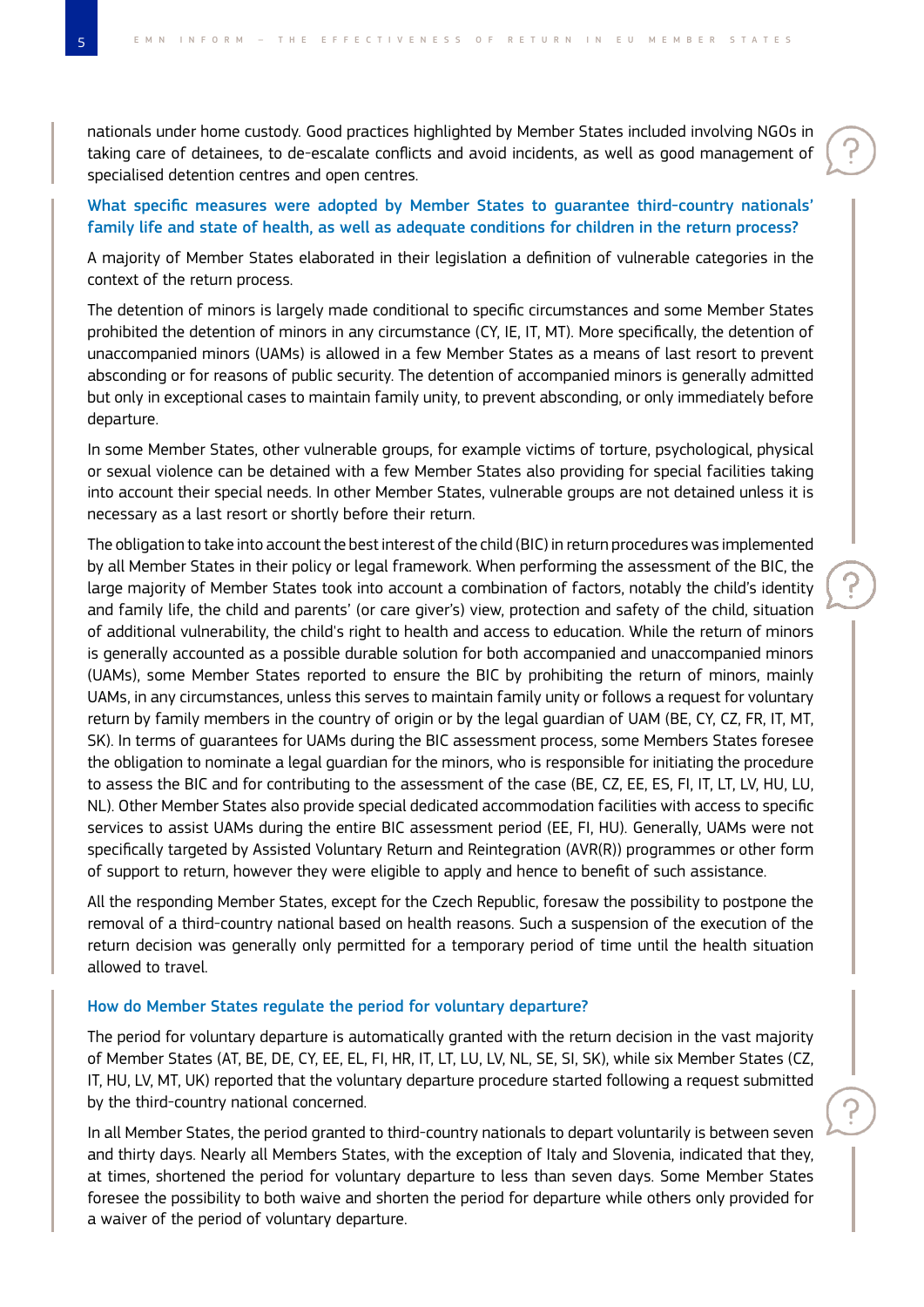nationals under home custody. Good practices highlighted by Member States included involving NGOs in taking care of detainees, to de-escalate conflicts and avoid incidents, as well as good management of specialised detention centres and open centres.

### What specific measures were adopted by Member States to guarantee third-country nationals' family life and state of health, as well as adequate conditions for children in the return process?

A majority of Member States elaborated in their legislation a definition of vulnerable categories in the context of the return process.

The detention of minors is largely made conditional to specific circumstances and some Member States prohibited the detention of minors in any circumstance (CY, IE, IT, MT). More specifically, the detention of unaccompanied minors (UAMs) is allowed in a few Member States as a means of last resort to prevent absconding or for reasons of public security. The detention of accompanied minors is generally admitted but only in exceptional cases to maintain family unity, to prevent absconding, or only immediately before departure.

In some Member States, other vulnerable groups, for example victims of torture, psychological, physical or sexual violence can be detained with a few Member States also providing for special facilities taking into account their special needs. In other Member States, vulnerable groups are not detained unless it is necessary as a last resort or shortly before their return.

The obligation to take into account the best interest of the child (BIC) in return procedures was implemented by all Member States in their policy or legal framework. When performing the assessment of the BIC, the large majority of Member States took into account a combination of factors, notably the child's identity and family life, the child and parents' (or care giver's) view, protection and safety of the child, situation of additional vulnerability, the child's right to health and access to education. While the return of minors is generally accounted as a possible durable solution for both accompanied and unaccompanied minors (UAMs), some Member States reported to ensure the BIC by prohibiting the return of minors, mainly UAMs, in any circumstances, unless this serves to maintain family unity or follows a request for voluntary return by family members in the country of origin or by the legal guardian of UAM (BE, CY, CZ, FR, IT, MT, SK). In terms of guarantees for UAMs during the BIC assessment process, some Members States foresee the obligation to nominate a legal guardian for the minors, who is responsible for initiating the procedure to assess the BIC and for contributing to the assessment of the case (BE, CZ, EE, ES, FI, IT, LT, LV, HU, LU, NL). Other Member States also provide special dedicated accommodation facilities with access to specific services to assist UAMs during the entire BIC assessment period (EE, FI, HU). Generally, UAMs were not specifically targeted by Assisted Voluntary Return and Reintegration (AVR(R)) programmes or other form of support to return, however they were eligible to apply and hence to benefit of such assistance.

All the responding Member States, except for the Czech Republic, foresaw the possibility to postpone the removal of a third-country national based on health reasons. Such a suspension of the execution of the return decision was generally only permitted for a temporary period of time until the health situation allowed to travel.

### How do Member States regulate the period for voluntary departure?

The period for voluntary departure is automatically granted with the return decision in the vast majority of Member States (AT, BE, DE, CY, EE, EL, FI, HR, IT, LT, LU, LV, NL, SE, SI, SK), while six Member States (CZ, IT, HU, LV, MT, UK) reported that the voluntary departure procedure started following a request submitted by the third-country national concerned.

In all Member States, the period granted to third-country nationals to depart voluntarily is between seven and thirty days. Nearly all Members States, with the exception of Italy and Slovenia, indicated that they, at times, shortened the period for voluntary departure to less than seven days. Some Member States foresee the possibility to both waive and shorten the period for departure while others only provided for a waiver of the period of voluntary departure.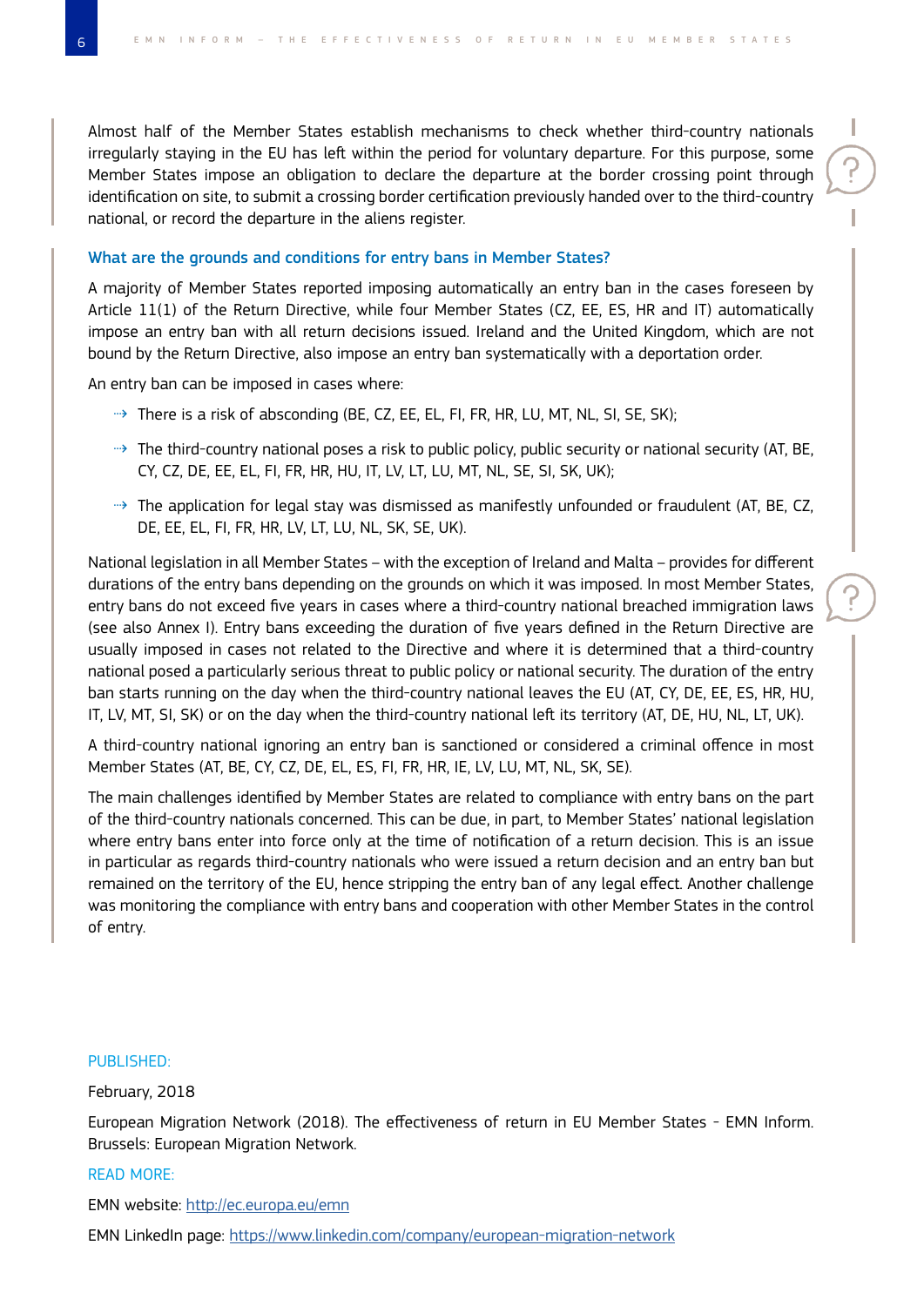Almost half of the Member States establish mechanisms to check whether third-country nationals irregularly staying in the EU has left within the period for voluntary departure. For this purpose, some Member States impose an obligation to declare the departure at the border crossing point through identification on site, to submit a crossing border certification previously handed over to the third-country national, or record the departure in the aliens register.

### What are the grounds and conditions for entry bans in Member States?

A majority of Member States reported imposing automatically an entry ban in the cases foreseen by Article 11(1) of the Return Directive, while four Member States (CZ, EE, ES, HR and IT) automatically impose an entry ban with all return decisions issued. Ireland and the United Kingdom, which are not bound by the Return Directive, also impose an entry ban systematically with a deportation order.

An entry ban can be imposed in cases where:

- There is a risk of absconding (BE, CZ, EE, EL, FI, FR, HR, LU, MT, NL, SI, SE, SK);
- The third-country national poses a risk to public policy, public security or national security (AT, BE, CY, CZ, DE, EE, EL, FI, FR, HR, HU, IT, LV, LT, LU, MT, NL, SE, SI, SK, UK);
- The application for legal stay was dismissed as manifestly unfounded or fraudulent (AT, BE, CZ, DE, EE, EL, FI, FR, HR, LV, LT, LU, NL, SK, SE, UK).

National legislation in all Member States – with the exception of Ireland and Malta – provides for different durations of the entry bans depending on the grounds on which it was imposed. In most Member States, entry bans do not exceed five years in cases where a third-country national breached immigration laws (see also Annex I). Entry bans exceeding the duration of five years defined in the Return Directive are usually imposed in cases not related to the Directive and where it is determined that a third-country national posed a particularly serious threat to public policy or national security. The duration of the entry ban starts running on the day when the third-country national leaves the EU (AT, CY, DE, EE, ES, HR, HU, IT, LV, MT, SI, SK) or on the day when the third-country national left its territory (AT, DE, HU, NL, LT, UK).

A third-country national ignoring an entry ban is sanctioned or considered a criminal offence in most Member States (AT, BE, CY, CZ, DE, EL, ES, FI, FR, HR, IE, LV, LU, MT, NL, SK, SE).

The main challenges identified by Member States are related to compliance with entry bans on the part of the third-country nationals concerned. This can be due, in part, to Member States' national legislation where entry bans enter into force only at the time of notification of a return decision. This is an issue in particular as regards third-country nationals who were issued a return decision and an entry ban but remained on the territory of the EU, hence stripping the entry ban of any legal effect. Another challenge was monitoring the compliance with entry bans and cooperation with other Member States in the control of entry.

PUBLISHED:

February, 2018

European Migration Network (2018). The effectiveness of return in EU Member States - EMN Inform. Brussels: European Migration Network.

READ MORE:

EMN website: http://ec.europa.eu/emn

EMN LinkedIn page: https://www.linkedin.com/company/european-migration-network